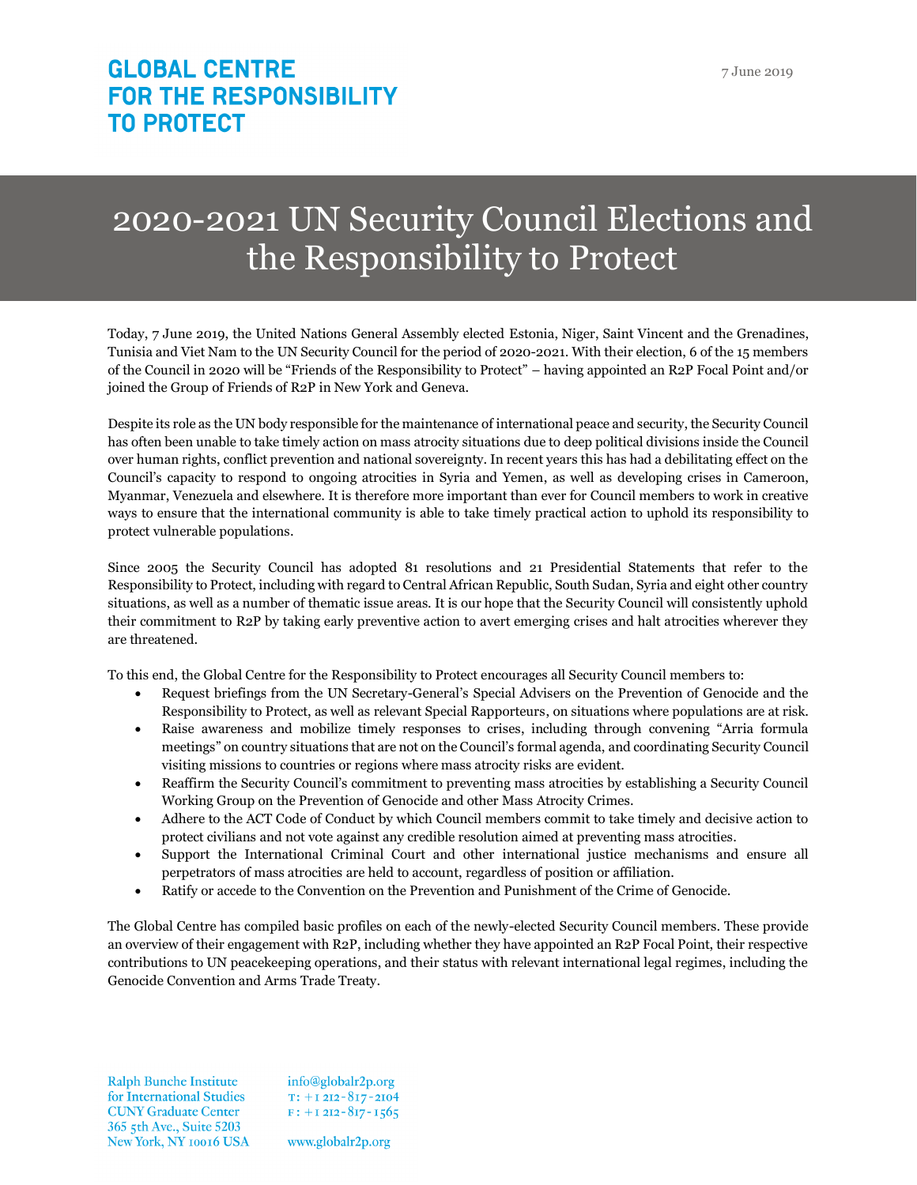**GLOBAL CENTRE FOR THE RESPONSIBILITY TO PROTECT**

7 June 2019

# 2020-2021 UN Security Council Elections and the Responsibility to Protect

Today, 7 June 2019, the United Nations General Assembly elected Estonia, Niger, Saint Vincent and the Grenadines, Tunisia and Viet Nam to the UN Security Council for the period of 2020-2021. With their election, 6 of the 15 members of the Council in 2020 will be "Friends of the Responsibility to Protect" – having appointed an R2P Focal Point and/or joined the Group of Friends of R2P in New York and Geneva.

Despite its role as the UN body responsible for the maintenance of international peace and security, the Security Council has often been unable to take timely action on mass atrocity situations due to deep political divisions inside the Council over human rights, conflict prevention and national sovereignty. In recent years this has had a debilitating effect on the Council's capacity to respond to ongoing atrocities in Syria and Yemen, as well as developing crises in Cameroon, Myanmar, Venezuela and elsewhere. It is therefore more important than ever for Council members to work in creative ways to ensure that the international community is able to take timely practical action to uphold its responsibility to protect vulnerable populations.

Since 2005 the Security Council has adopted 81 resolutions and 21 Presidential Statements that refer to the Responsibility to Protect, including with regard to Central African Republic, South Sudan, Syria and eight other country situations, as well as a number of thematic issue areas. It is our hope that the Security Council will consistently uphold their commitment to R2P by taking early preventive action to avert emerging crises and halt atrocities wherever they are threatened.

To this end, the Global Centre for the Responsibility to Protect encourages all Security Council members to:

- Request briefings from the UN Secretary-General's Special Advisers on the Prevention of Genocide and the Responsibility to Protect, as well as relevant Special Rapporteurs, on situations where populations are at risk.
- Raise awareness and mobilize timely responses to crises, including through convening "Arria formula meetings" on country situations that are not on the Council's formal agenda, and coordinating Security Council visiting missions to countries or regions where mass atrocity risks are evident.
- Reaffirm the Security Council's commitment to preventing mass atrocities by establishing a Security Council Working Group on the Prevention of Genocide and other Mass Atrocity Crimes.
- Adhere to the ACT Code of Conduct by which Council members commit to take timely and decisive action to protect civilians and not vote against any credible resolution aimed at preventing mass atrocities.
- Support the International Criminal Court and other international justice mechanisms and ensure all perpetrators of mass atrocities are held to account, regardless of position or affiliation.
- Ratify or accede to the Convention on the Prevention and Punishment of the Crime of Genocide.

The Global Centre has compiled basic profiles on each of the newly-elected Security Council members. These provide an overview of their engagement with R2P, including whether they have appointed an R2P Focal Point, their respective contributions to UN peacekeeping operations, and their status with relevant international legal regimes, including the Genocide Convention and Arms Trade Treaty.

Ralph Bunche Institute for International Studies
CUNY Graduate Center
365 5th Ave., Suite 5203
New York, NY 10016 USA

info@globalr2p.org
T: +1 212-817-2104
F: +1 212-817-1565

www.globalr2p.org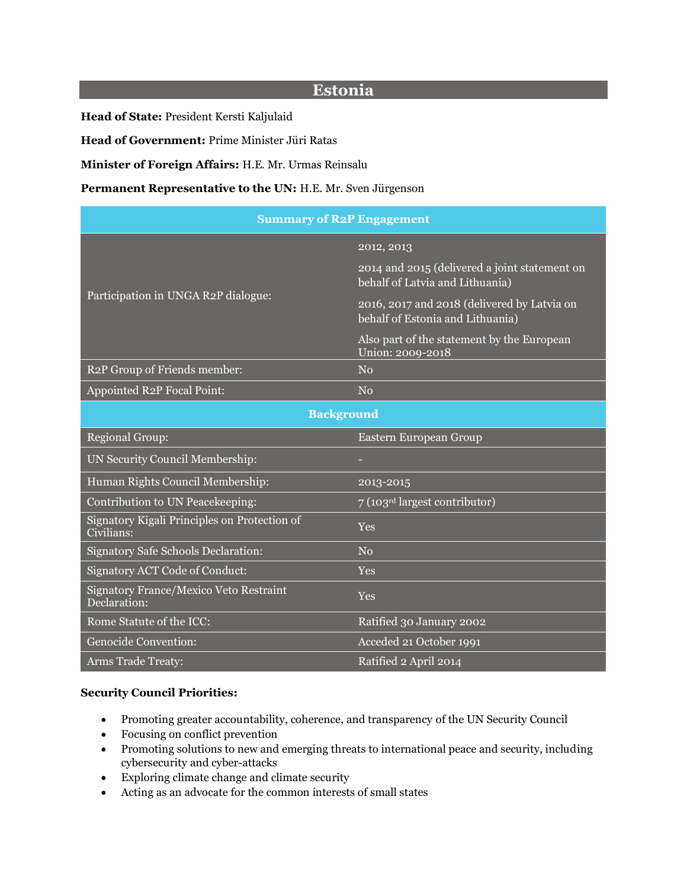# Estonia

**Head of State:** President Kersti Kaljulaid

**Head of Government:** Prime Minister Jüri Ratas

**Minister of Foreign Affairs:** H.E. Mr. Urmas Reinsalu

**Permanent Representative to the UN:** H.E. Mr. Sven Jürgenson

| Summary of R2P Engagement | |
|---|---|
| Participation in UNGA R2P dialogue: | 2012, 2013<br>2014 and 2015 (delivered a joint statement on behalf of Latvia and Lithuania)<br>2016, 2017 and 2018 (delivered by Latvia on behalf of Estonia and Lithuania)<br>Also part of the statement by the European Union: 2009-2018 |
| R2P Group of Friends member: | No |
| Appointed R2P Focal Point: | No |
| **Background** | |
| Regional Group: | Eastern European Group |
| UN Security Council Membership: | - |
| Human Rights Council Membership: | 2013-2015 |
| Contribution to UN Peacekeeping: | 7 (103rd largest contributor) |
| Signatory Kigali Principles on Protection of Civilians: | Yes |
| Signatory Safe Schools Declaration: | No |
| Signatory ACT Code of Conduct: | Yes |
| Signatory France/Mexico Veto Restraint Declaration: | Yes |
| Rome Statute of the ICC: | Ratified 30 January 2002 |
| Genocide Convention: | Acceded 21 October 1991 |
| Arms Trade Treaty: | Ratified 2 April 2014 |

**Security Council Priorities:**

- Promoting greater accountability, coherence, and transparency of the UN Security Council
- Focusing on conflict prevention
- Promoting solutions to new and emerging threats to international peace and security, including cybersecurity and cyber-attacks
- Exploring climate change and climate security
- Acting as an advocate for the common interests of small states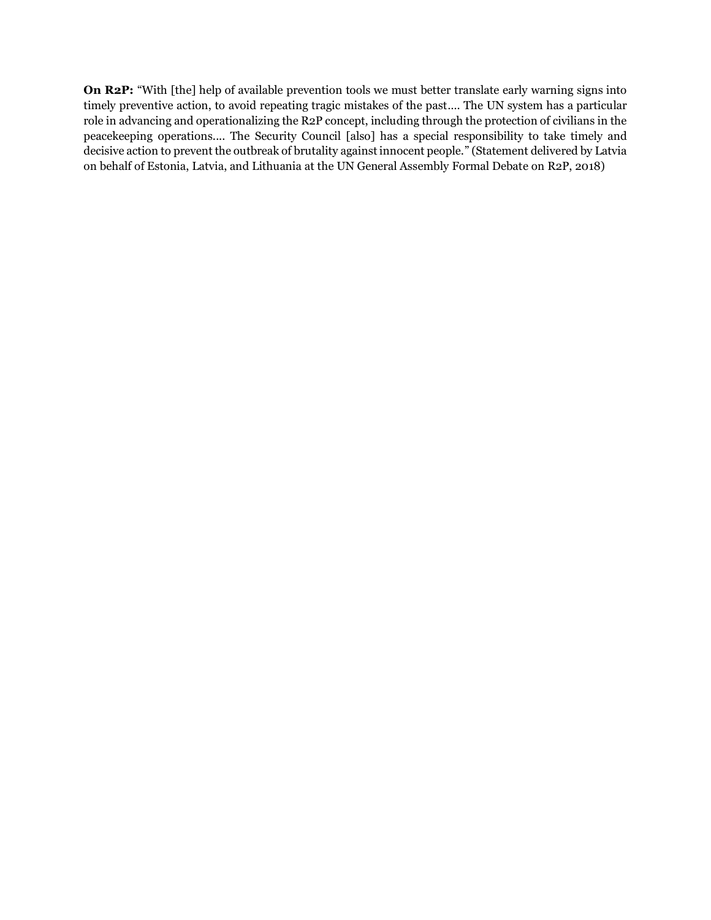**On R2P:** "With [the] help of available prevention tools we must better translate early warning signs into timely preventive action, to avoid repeating tragic mistakes of the past…. The UN system has a particular role in advancing and operationalizing the R2P concept, including through the protection of civilians in the peacekeeping operations…. The Security Council [also] has a special responsibility to take timely and decisive action to prevent the outbreak of brutality against innocent people." (Statement delivered by Latvia on behalf of Estonia, Latvia, and Lithuania at the UN General Assembly Formal Debate on R2P, 2018)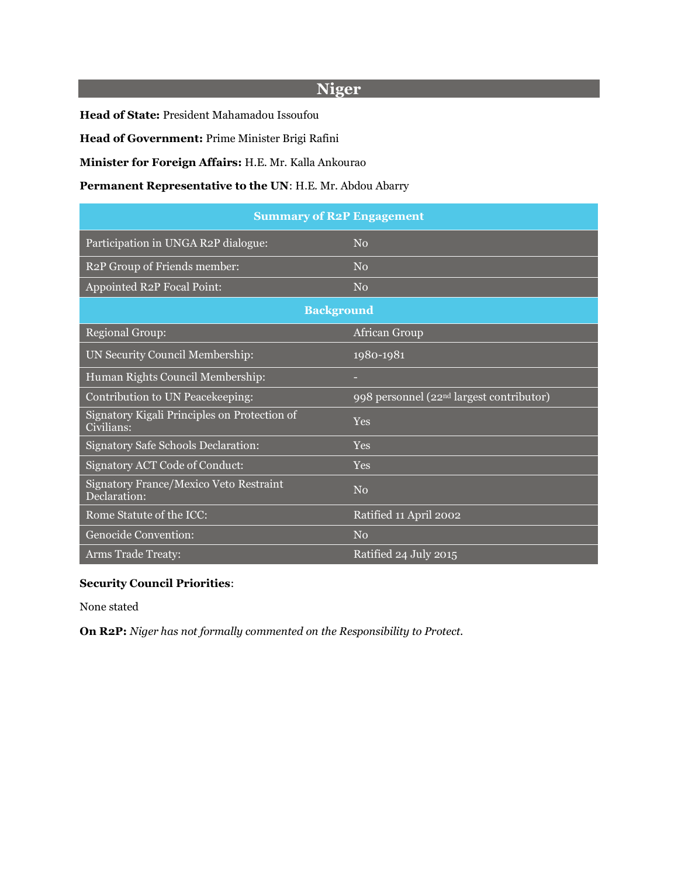# Niger

**Head of State:** President Mahamadou Issoufou

**Head of Government:** Prime Minister Brigi Rafini

**Minister for Foreign Affairs:** H.E. Mr. Kalla Ankourao

**Permanent Representative to the UN**: H.E. Mr. Abdou Abarry

| Summary of R2P Engagement | |
|---|---|
| Participation in UNGA R2P dialogue: | No |
| R2P Group of Friends member: | No |
| Appointed R2P Focal Point: | No |
| **Background** | |
| Regional Group: | African Group |
| UN Security Council Membership: | 1980-1981 |
| Human Rights Council Membership: | - |
| Contribution to UN Peacekeeping: | 998 personnel (22nd largest contributor) |
| Signatory Kigali Principles on Protection of Civilians: | Yes |
| Signatory Safe Schools Declaration: | Yes |
| Signatory ACT Code of Conduct: | Yes |
| Signatory France/Mexico Veto Restraint Declaration: | No |
| Rome Statute of the ICC: | Ratified 11 April 2002 |
| Genocide Convention: | No |
| Arms Trade Treaty: | Ratified 24 July 2015 |

**Security Council Priorities**:

None stated

**On R2P:** *Niger has not formally commented on the Responsibility to Protect.*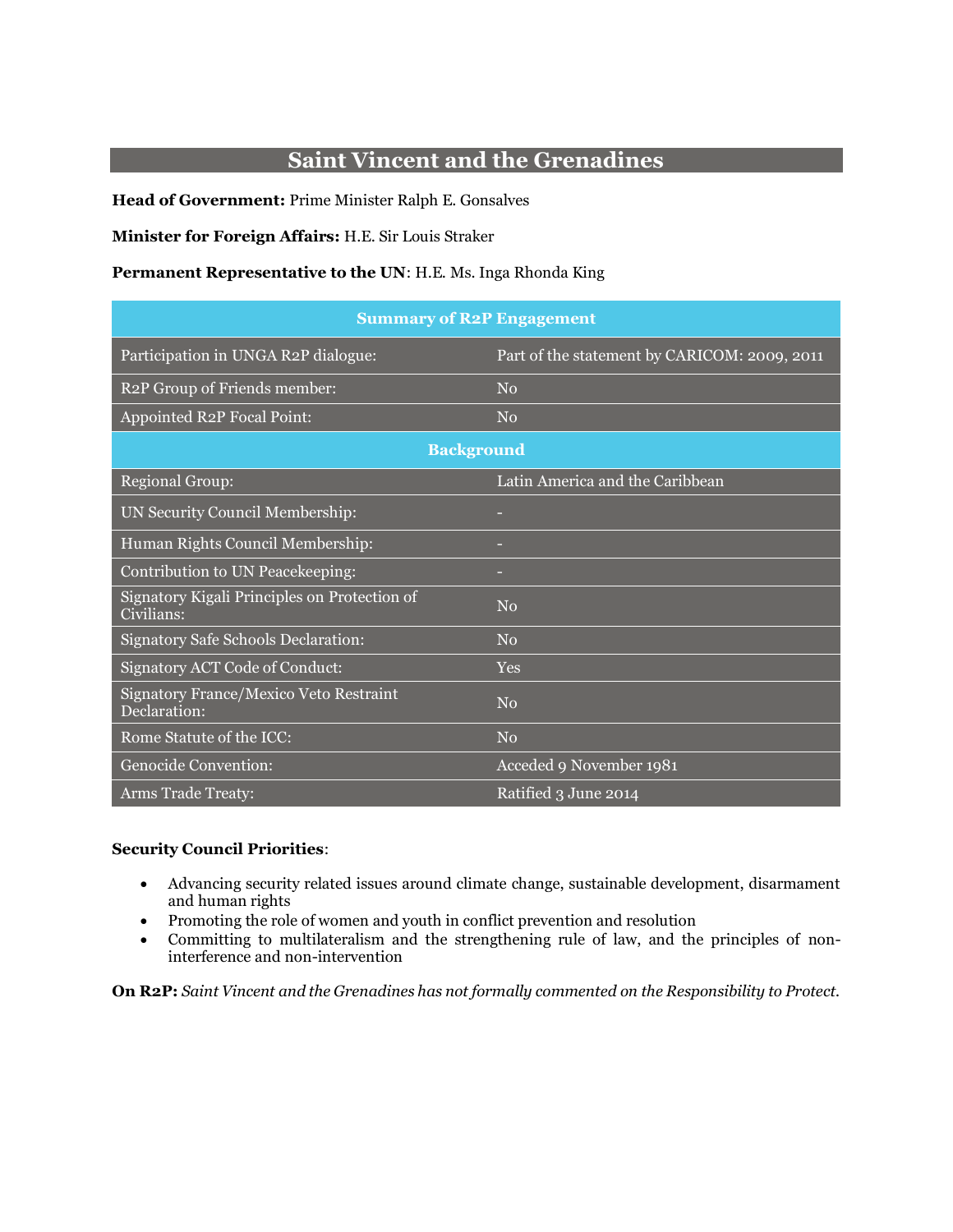# Saint Vincent and the Grenadines

**Head of Government:** Prime Minister Ralph E. Gonsalves

**Minister for Foreign Affairs:** H.E. Sir Louis Straker

**Permanent Representative to the UN**: H.E. Ms. Inga Rhonda King

| Summary of R2P Engagement | |
|---|---|
| Participation in UNGA R2P dialogue: | Part of the statement by CARICOM: 2009, 2011 |
| R2P Group of Friends member: | No |
| Appointed R2P Focal Point: | No |
| **Background** | |
| Regional Group: | Latin America and the Caribbean |
| UN Security Council Membership: | - |
| Human Rights Council Membership: | - |
| Contribution to UN Peacekeeping: | - |
| Signatory Kigali Principles on Protection of Civilians: | No |
| Signatory Safe Schools Declaration: | No |
| Signatory ACT Code of Conduct: | Yes |
| Signatory France/Mexico Veto Restraint Declaration: | No |
| Rome Statute of the ICC: | No |
| Genocide Convention: | Acceded 9 November 1981 |
| Arms Trade Treaty: | Ratified 3 June 2014 |

**Security Council Priorities**:

- Advancing security related issues around climate change, sustainable development, disarmament and human rights
- Promoting the role of women and youth in conflict prevention and resolution
- Committing to multilateralism and the strengthening rule of law, and the principles of non-interference and non-intervention

**On R2P:** *Saint Vincent and the Grenadines has not formally commented on the Responsibility to Protect.*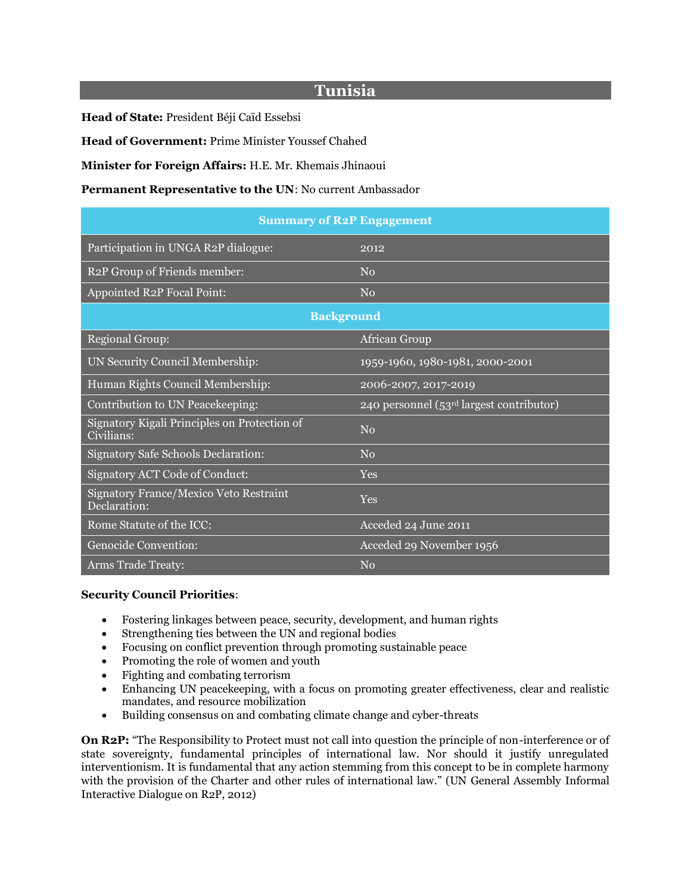# Tunisia

**Head of State:** President Béji Caïd Essebsi

**Head of Government:** Prime Minister Youssef Chahed

**Minister for Foreign Affairs:** H.E. Mr. Khemais Jhinaoui

**Permanent Representative to the UN**: No current Ambassador

| Summary of R2P Engagement | |
|---|---|
| Participation in UNGA R2P dialogue: | 2012 |
| R2P Group of Friends member: | No |
| Appointed R2P Focal Point: | No |
| **Background** | |
| Regional Group: | African Group |
| UN Security Council Membership: | 1959-1960, 1980-1981, 2000-2001 |
| Human Rights Council Membership: | 2006-2007, 2017-2019 |
| Contribution to UN Peacekeeping: | 240 personnel (53rd largest contributor) |
| Signatory Kigali Principles on Protection of Civilians: | No |
| Signatory Safe Schools Declaration: | No |
| Signatory ACT Code of Conduct: | Yes |
| Signatory France/Mexico Veto Restraint Declaration: | Yes |
| Rome Statute of the ICC: | Acceded 24 June 2011 |
| Genocide Convention: | Acceded 29 November 1956 |
| Arms Trade Treaty: | No |

**Security Council Priorities**:

- Fostering linkages between peace, security, development, and human rights
- Strengthening ties between the UN and regional bodies
- Focusing on conflict prevention through promoting sustainable peace
- Promoting the role of women and youth
- Fighting and combating terrorism
- Enhancing UN peacekeeping, with a focus on promoting greater effectiveness, clear and realistic mandates, and resource mobilization
- Building consensus on and combating climate change and cyber-threats

**On R2P:** "The Responsibility to Protect must not call into question the principle of non-interference or of state sovereignty, fundamental principles of international law. Nor should it justify unregulated interventionism. It is fundamental that any action stemming from this concept to be in complete harmony with the provision of the Charter and other rules of international law." (UN General Assembly Informal Interactive Dialogue on R2P, 2012)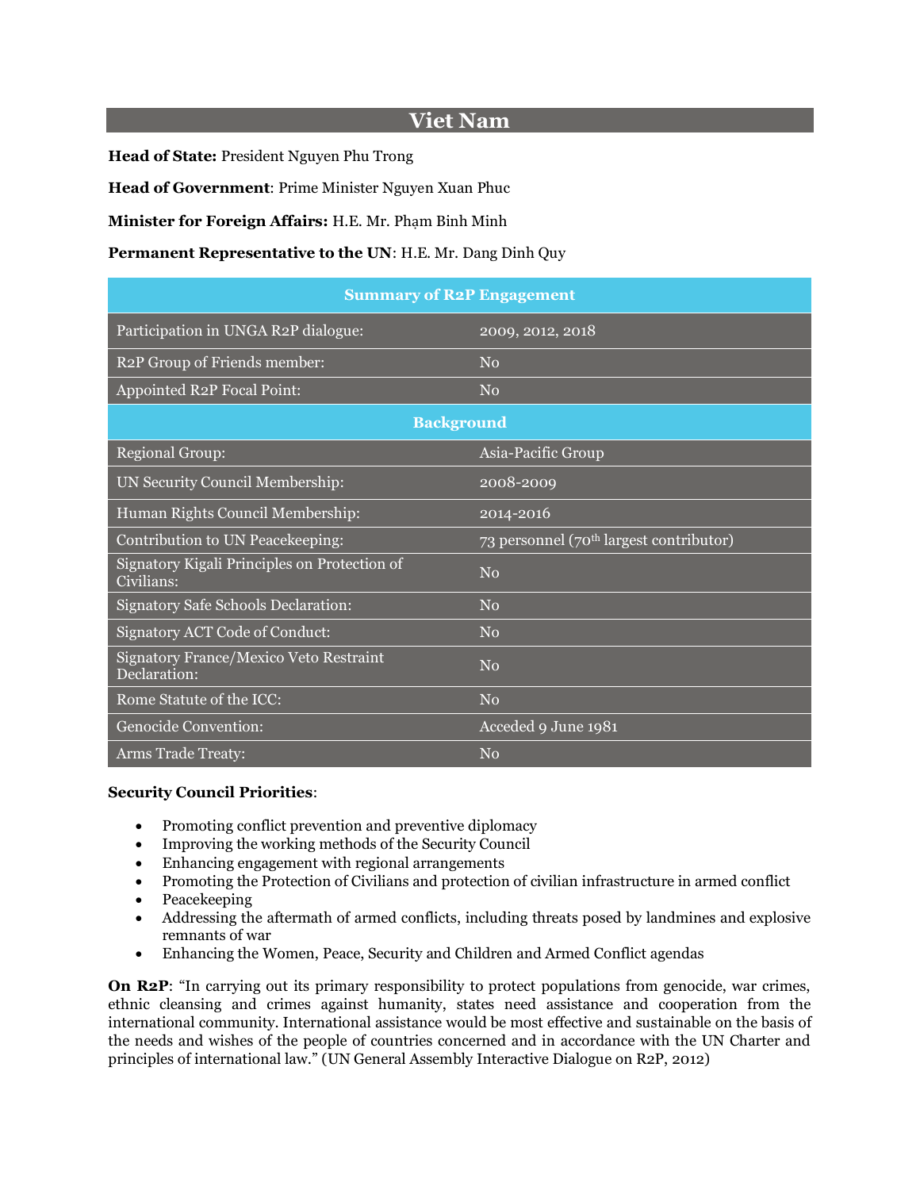# Viet Nam

**Head of State:** President Nguyen Phu Trong

**Head of Government**: Prime Minister Nguyen Xuan Phuc

**Minister for Foreign Affairs:** H.E. Mr. Phạm Binh Minh

**Permanent Representative to the UN**: H.E. Mr. Dang Dinh Quy

| Summary of R2P Engagement | |
|---|---|
| Participation in UNGA R2P dialogue: | 2009, 2012, 2018 |
| R2P Group of Friends member: | No |
| Appointed R2P Focal Point: | No |
| **Background** | |
| Regional Group: | Asia-Pacific Group |
| UN Security Council Membership: | 2008-2009 |
| Human Rights Council Membership: | 2014-2016 |
| Contribution to UN Peacekeeping: | 73 personnel (70th largest contributor) |
| Signatory Kigali Principles on Protection of Civilians: | No |
| Signatory Safe Schools Declaration: | No |
| Signatory ACT Code of Conduct: | No |
| Signatory France/Mexico Veto Restraint Declaration: | No |
| Rome Statute of the ICC: | No |
| Genocide Convention: | Acceded 9 June 1981 |
| Arms Trade Treaty: | No |

**Security Council Priorities**:

- Promoting conflict prevention and preventive diplomacy
- Improving the working methods of the Security Council
- Enhancing engagement with regional arrangements
- Promoting the Protection of Civilians and protection of civilian infrastructure in armed conflict
- Peacekeeping
- Addressing the aftermath of armed conflicts, including threats posed by landmines and explosive remnants of war
- Enhancing the Women, Peace, Security and Children and Armed Conflict agendas

**On R2P**: "In carrying out its primary responsibility to protect populations from genocide, war crimes, ethnic cleansing and crimes against humanity, states need assistance and cooperation from the international community. International assistance would be most effective and sustainable on the basis of the needs and wishes of the people of countries concerned and in accordance with the UN Charter and principles of international law." (UN General Assembly Interactive Dialogue on R2P, 2012)